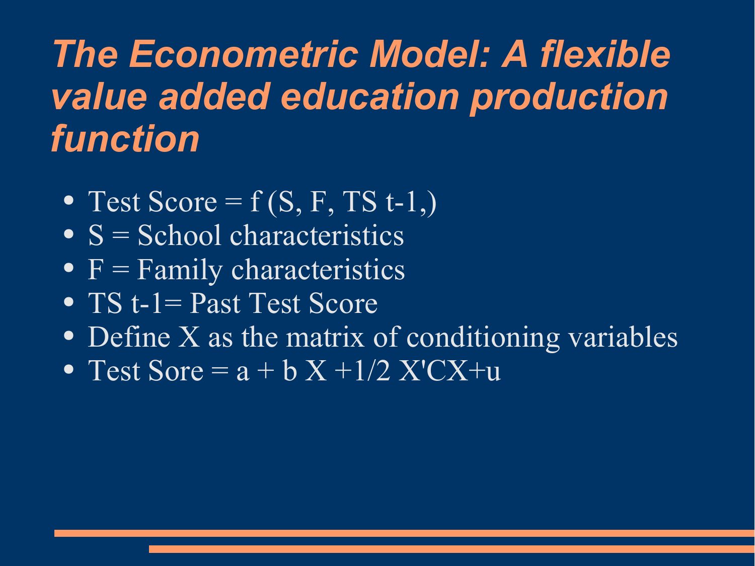# *The Econometric Model: A flexible value added education production function*

- Test Score = f (S, F, TS t-1,)
- S = School characteristics
- F = Family characteristics
- TS t-1= Past Test Score
- Define X as the matrix of conditioning variables
- Test Sore = $a + b X + 1/2 X'CX + u$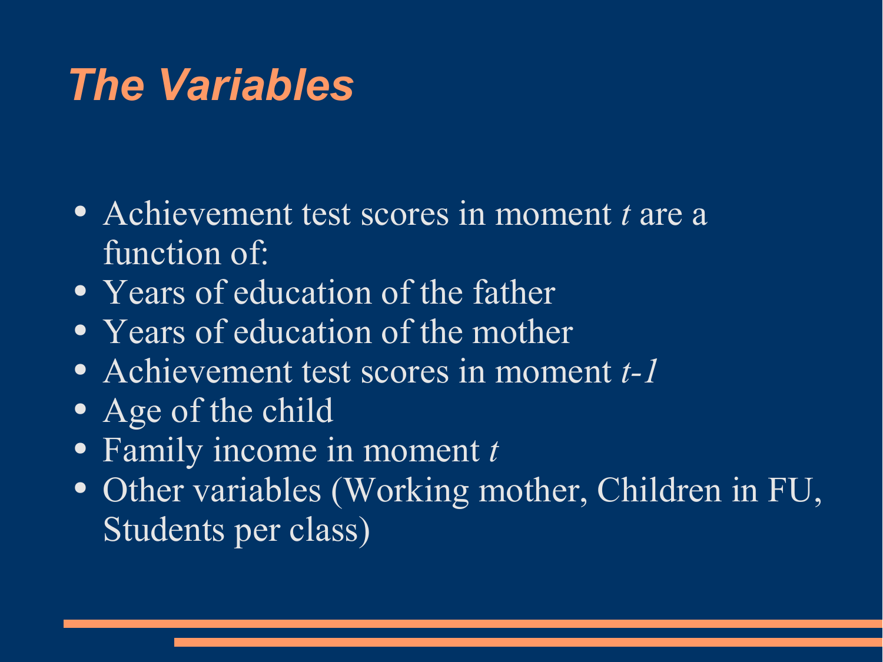# *The Variables*

- Achievement test scores in moment $t$ are a function of:
- Years of education of the father
- Years of education of the mother
- Achievement test scores in moment $t-1$
- Age of the child
- Family income in moment $t$
- Other variables (Working mother, Children in FU, Students per class)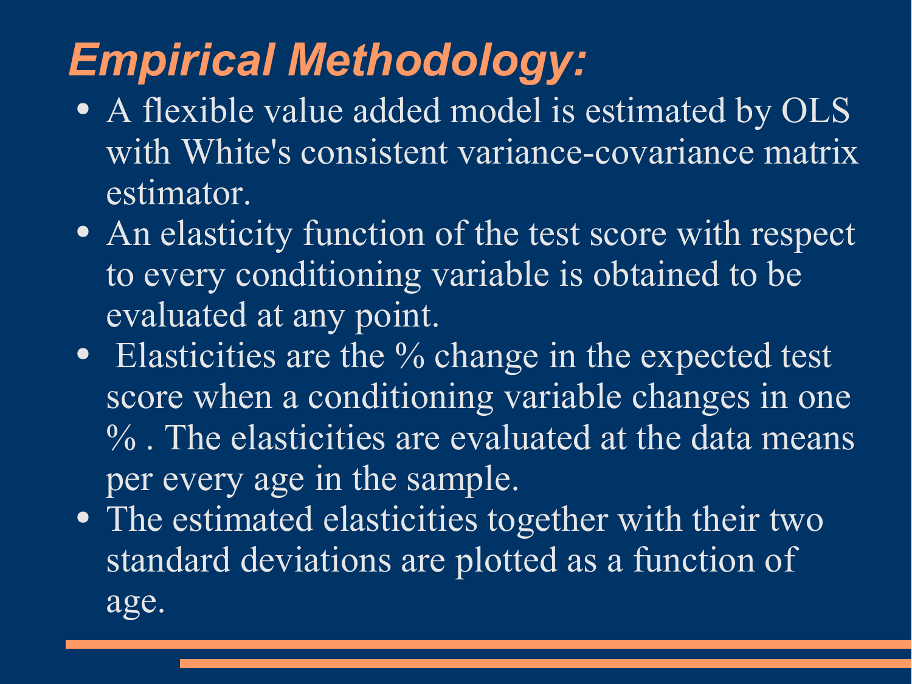# *Empirical Methodology:*

- A flexible value added model is estimated by OLS with White's consistent variance-covariance matrix estimator.
- An elasticity function of the test score with respect to every conditioning variable is obtained to be evaluated at any point.
- Elasticities are the % change in the expected test score when a conditioning variable changes in one % . The elasticities are evaluated at the data means per every age in the sample.
- The estimated elasticities together with their two standard deviations are plotted as a function of age.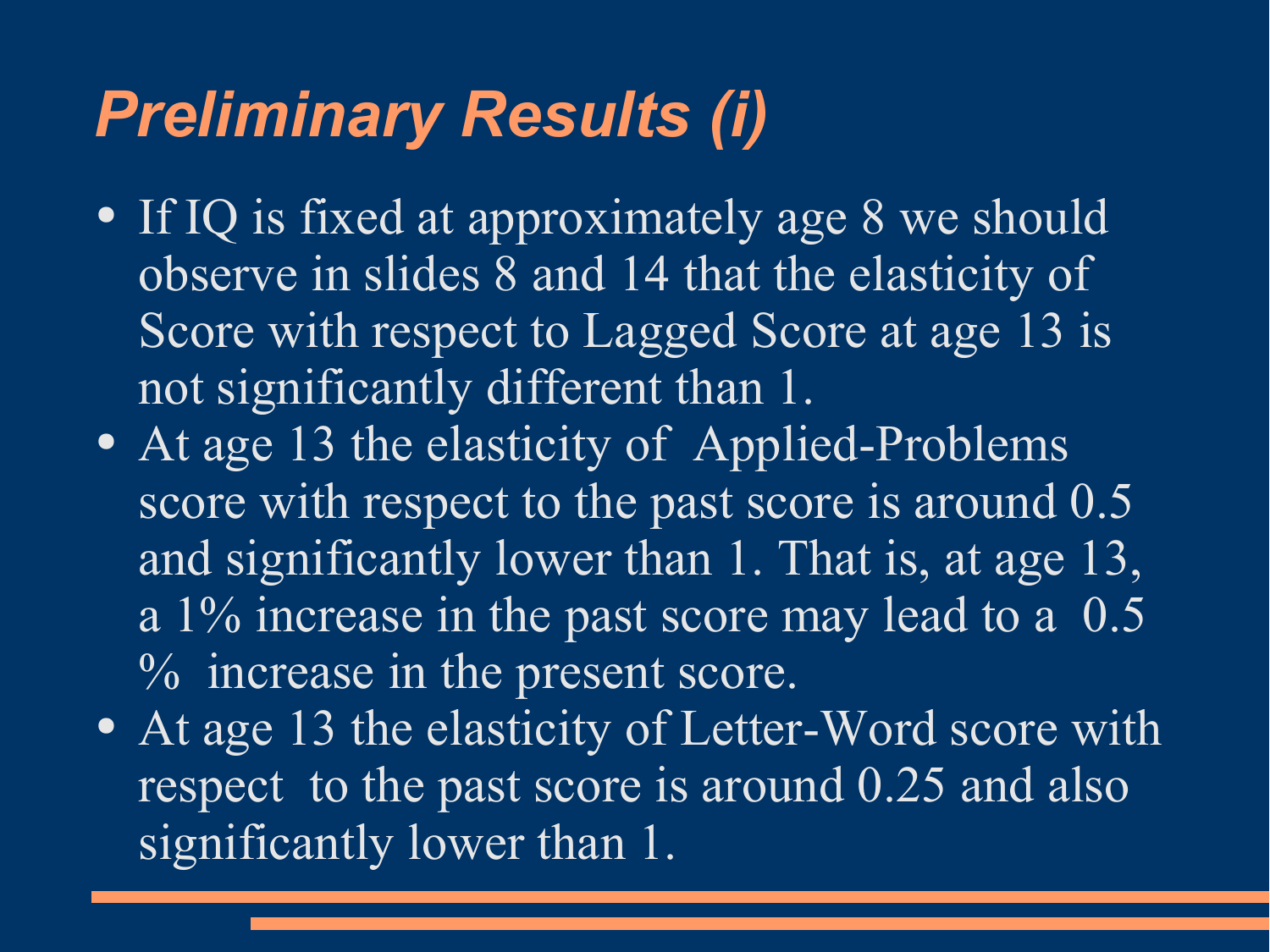# *Preliminary Results (i)*

- If IQ is fixed at approximately age 8 we should observe in slides 8 and 14 that the elasticity of Score with respect to Lagged Score at age 13 is not significantly different than 1.
- At age 13 the elasticity of Applied-Problems score with respect to the past score is around 0.5 and significantly lower than 1. That is, at age 13, a 1% increase in the past score may lead to a 0.5 % increase in the present score.
- At age 13 the elasticity of Letter-Word score with respect to the past score is around 0.25 and also significantly lower than 1.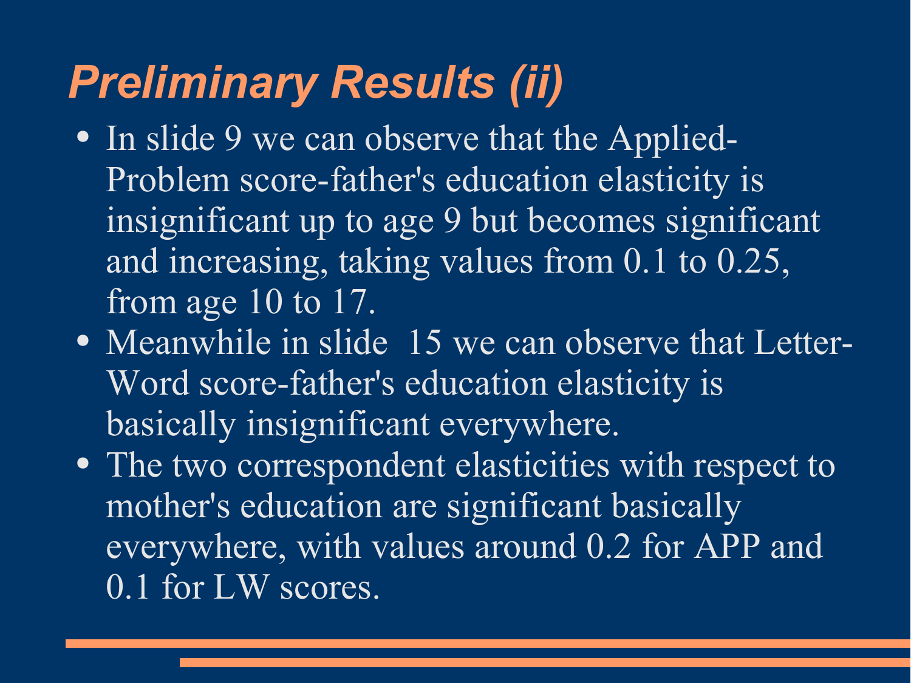# *Preliminary Results (ii)*

- In slide 9 we can observe that the Applied-Problem score-father's education elasticity is insignificant up to age 9 but becomes significant and increasing, taking values from 0.1 to 0.25, from age 10 to 17.
- Meanwhile in slide 15 we can observe that Letter-Word score-father's education elasticity is basically insignificant everywhere.
- The two correspondent elasticities with respect to mother's education are significant basically everywhere, with values around 0.2 for APP and 0.1 for LW scores.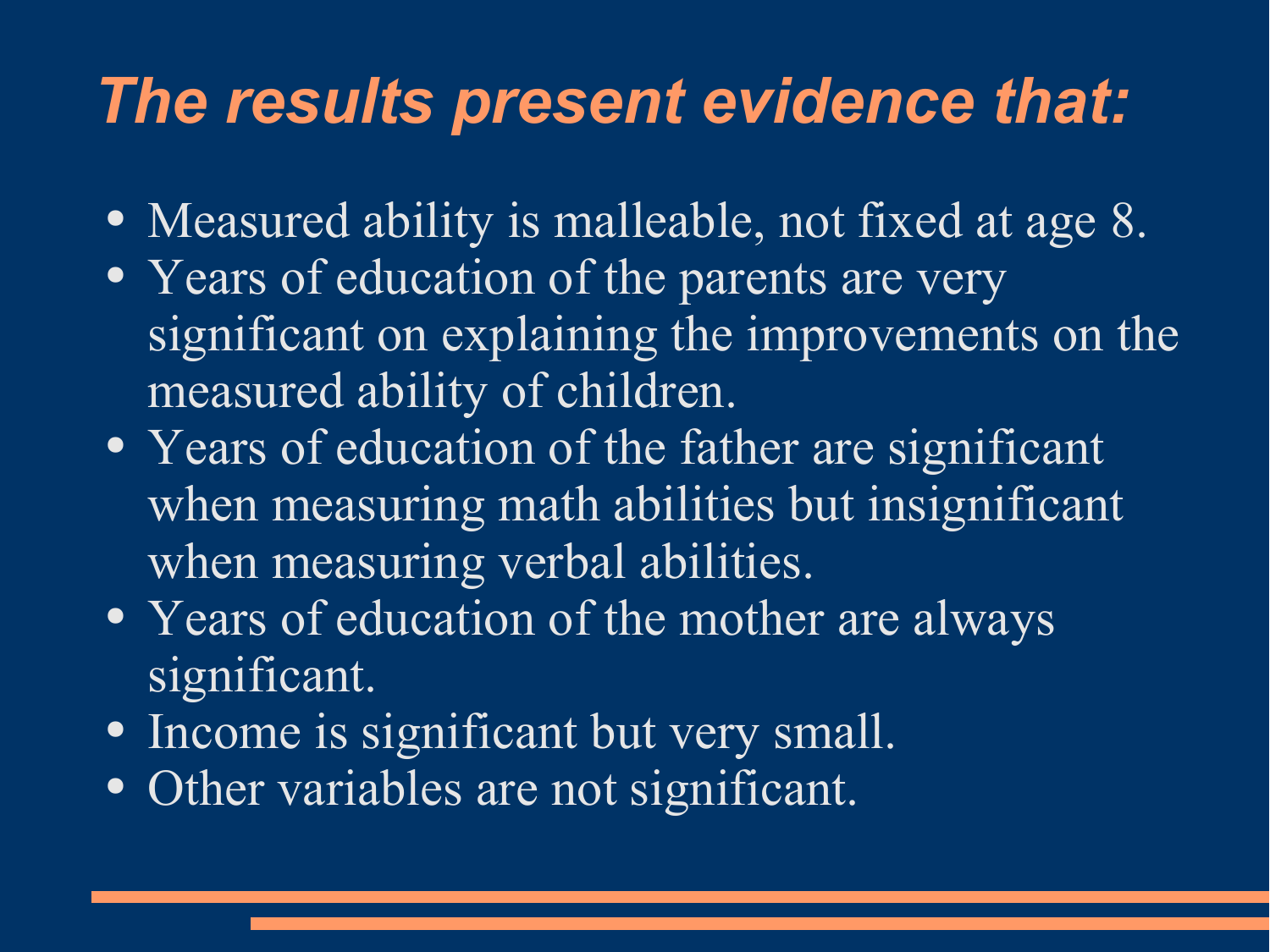## *The results present evidence that:*

- Measured ability is malleable, not fixed at age 8.
- Years of education of the parents are very significant on explaining the improvements on the measured ability of children.
- Years of education of the father are significant when measuring math abilities but insignificant when measuring verbal abilities.
- Years of education of the mother are always significant.
- Income is significant but very small.
- Other variables are not significant.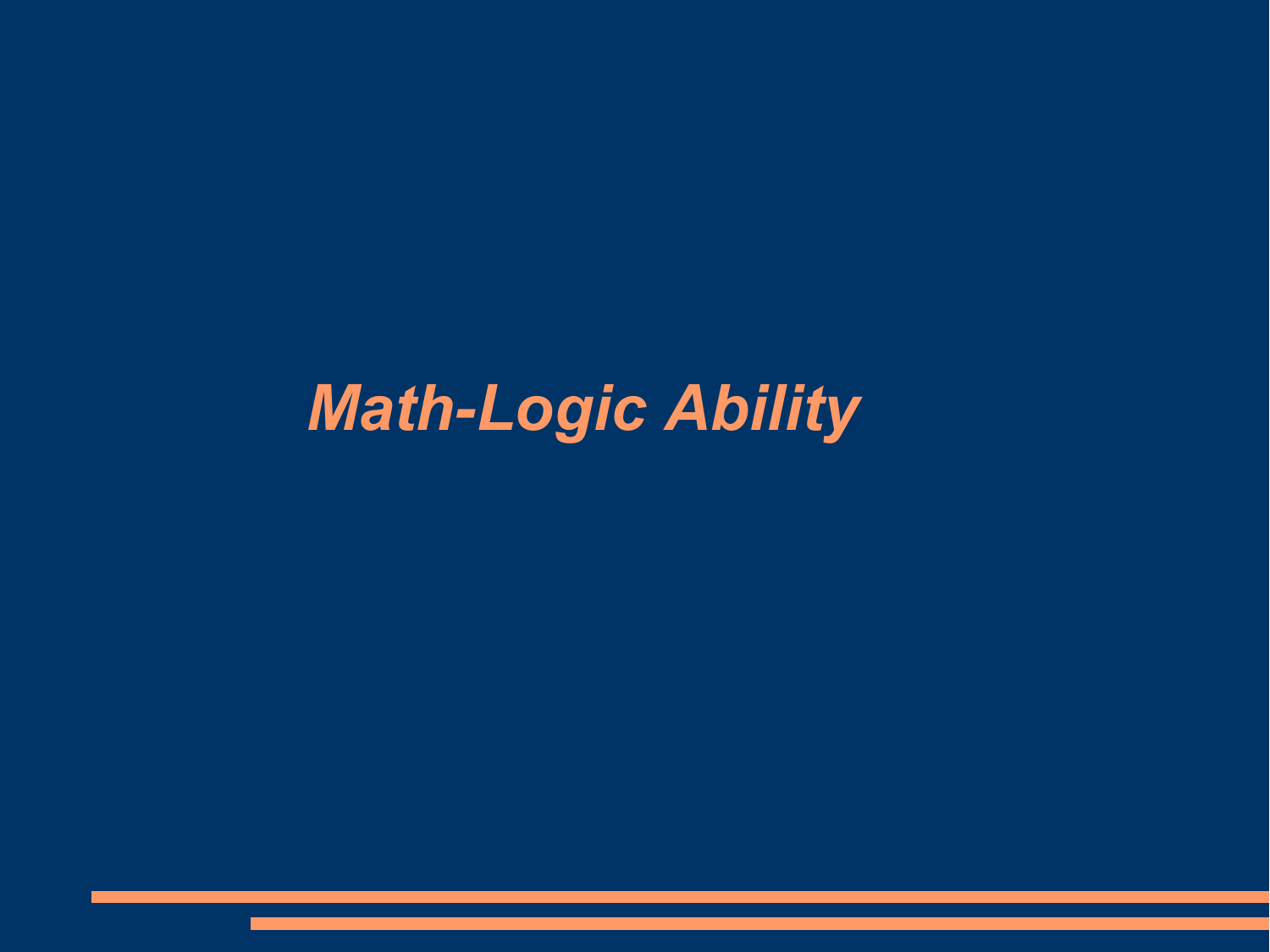# *Math-Logic Ability*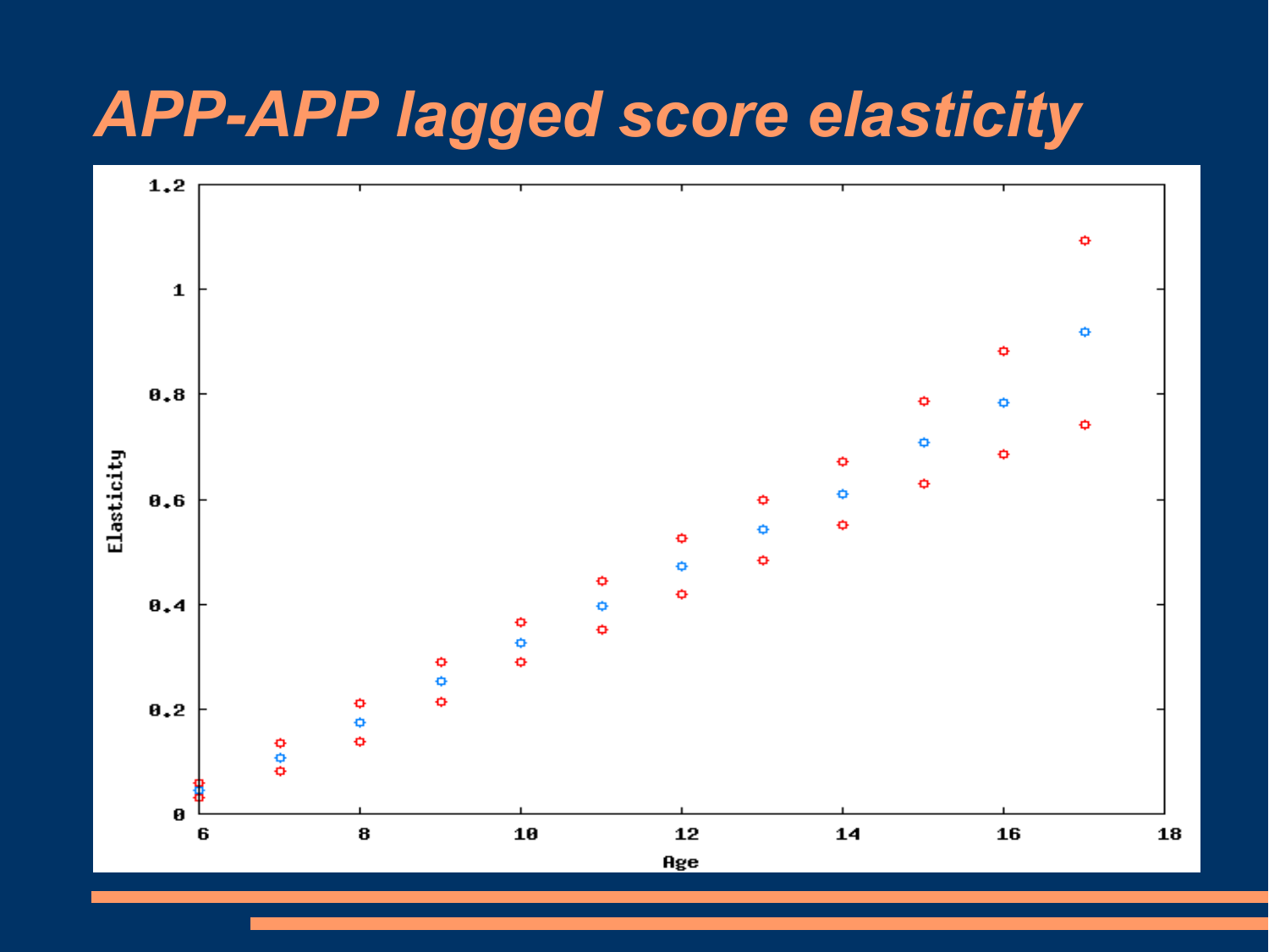# APP-APP lagged score elasticity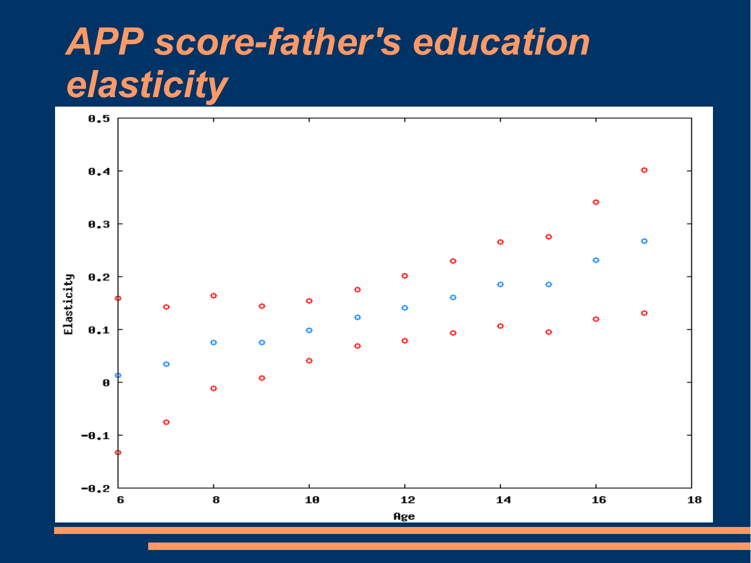# APP score-father's education elasticity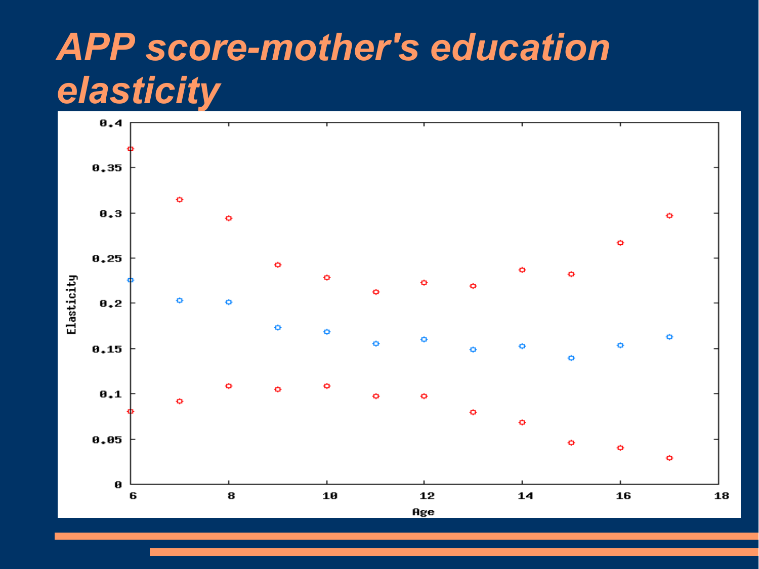# APP score-mother's education elasticity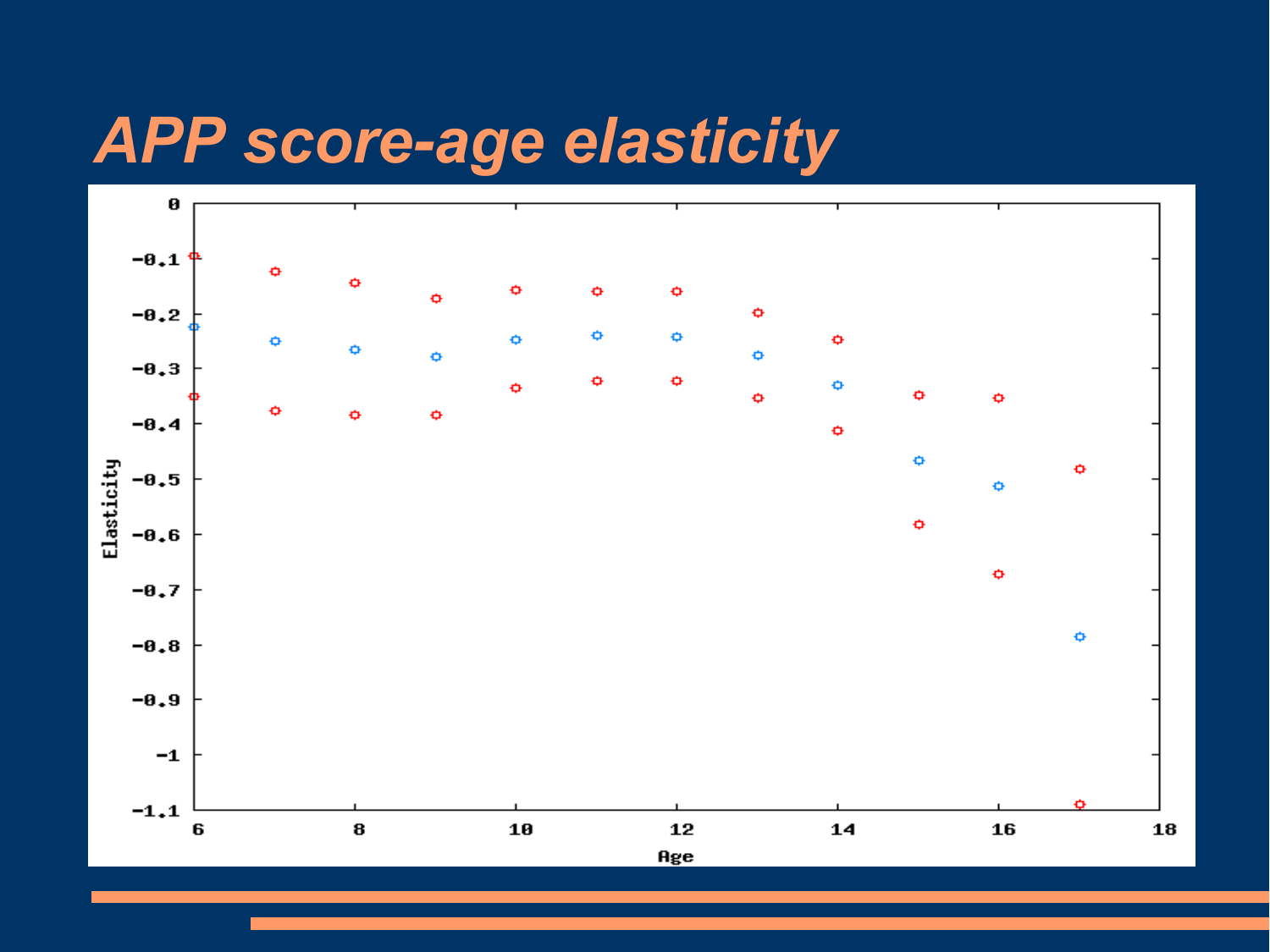# APP score-age elasticity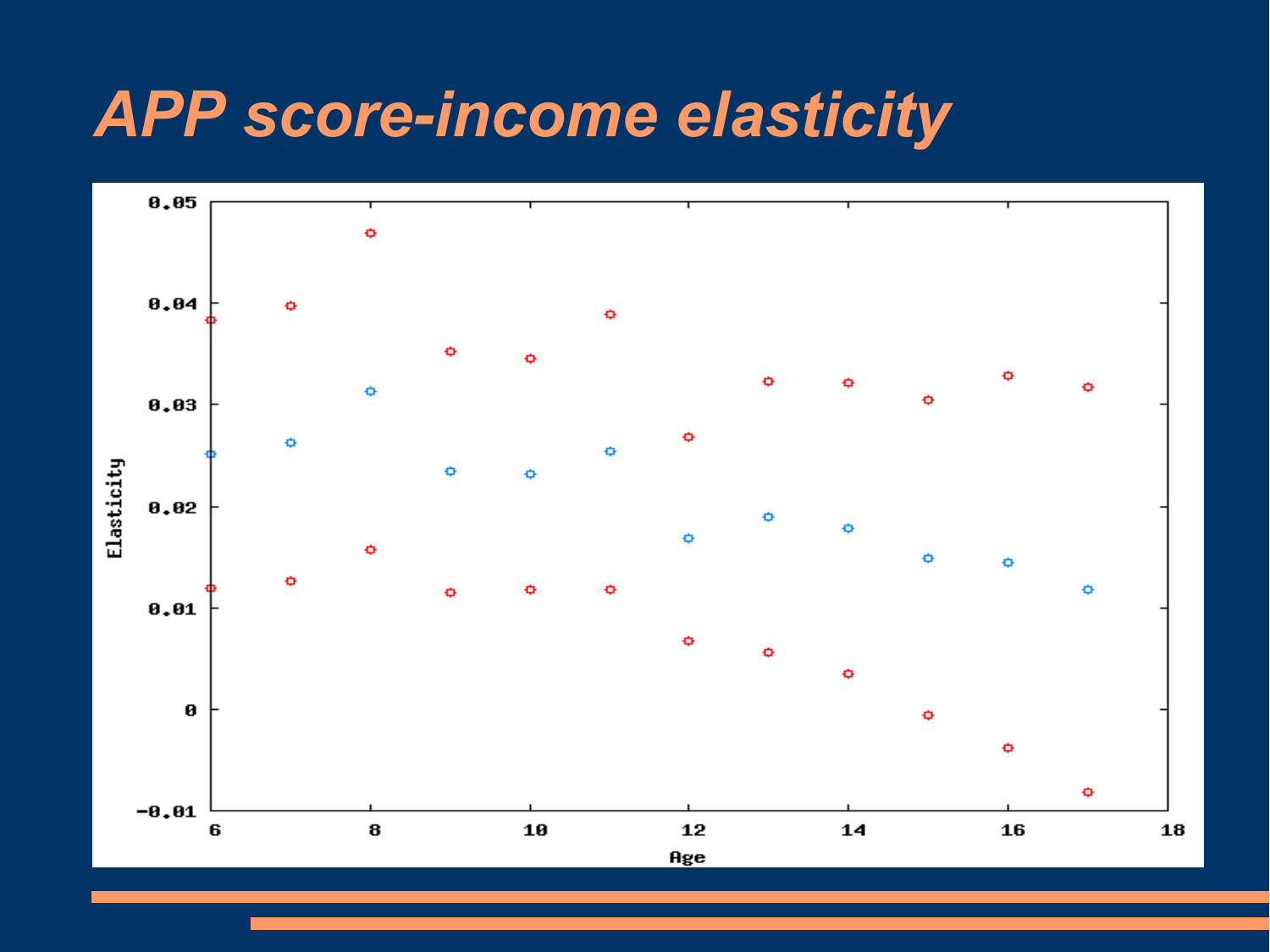# APP score-income elasticity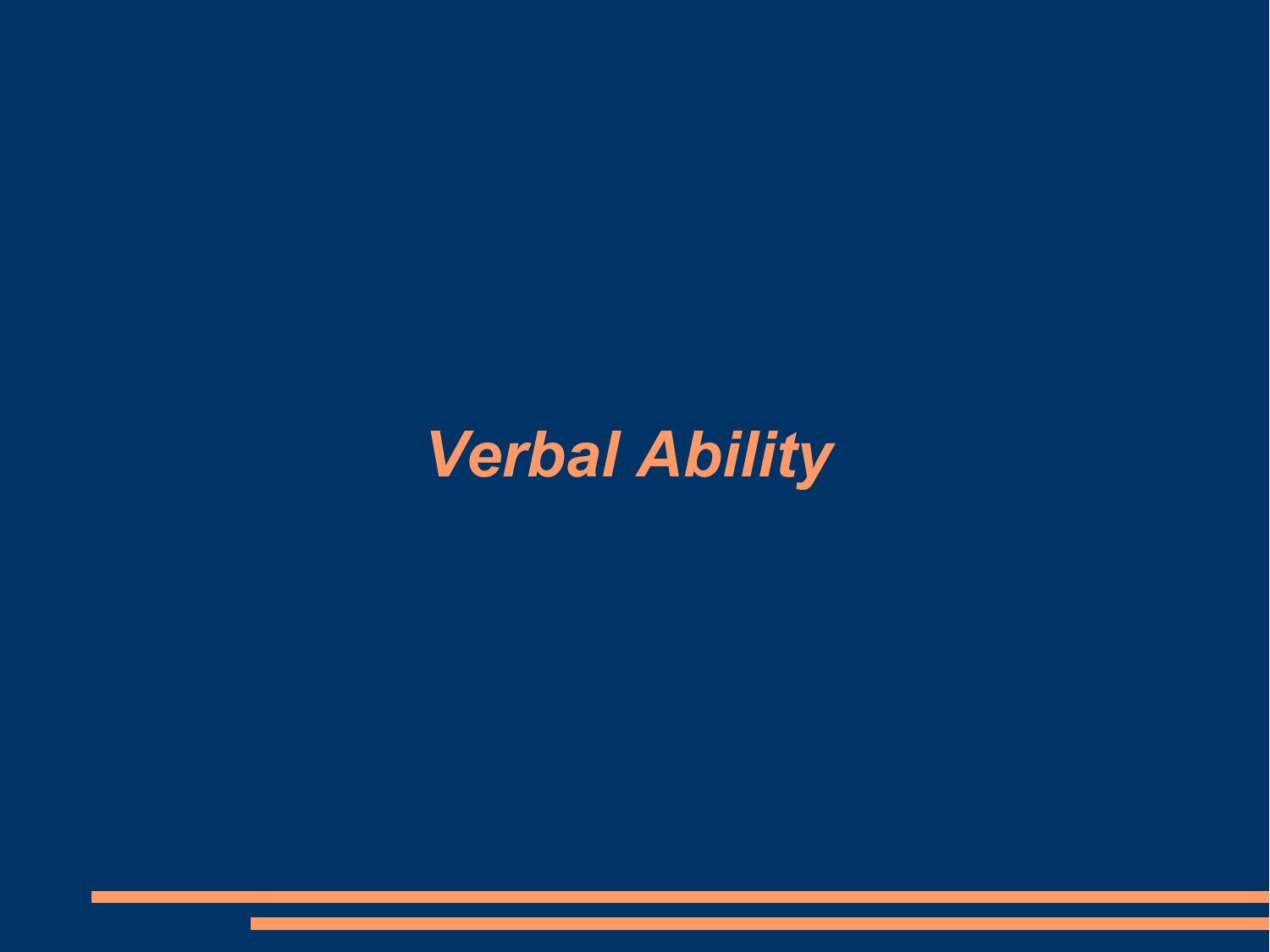# *Verbal Ability*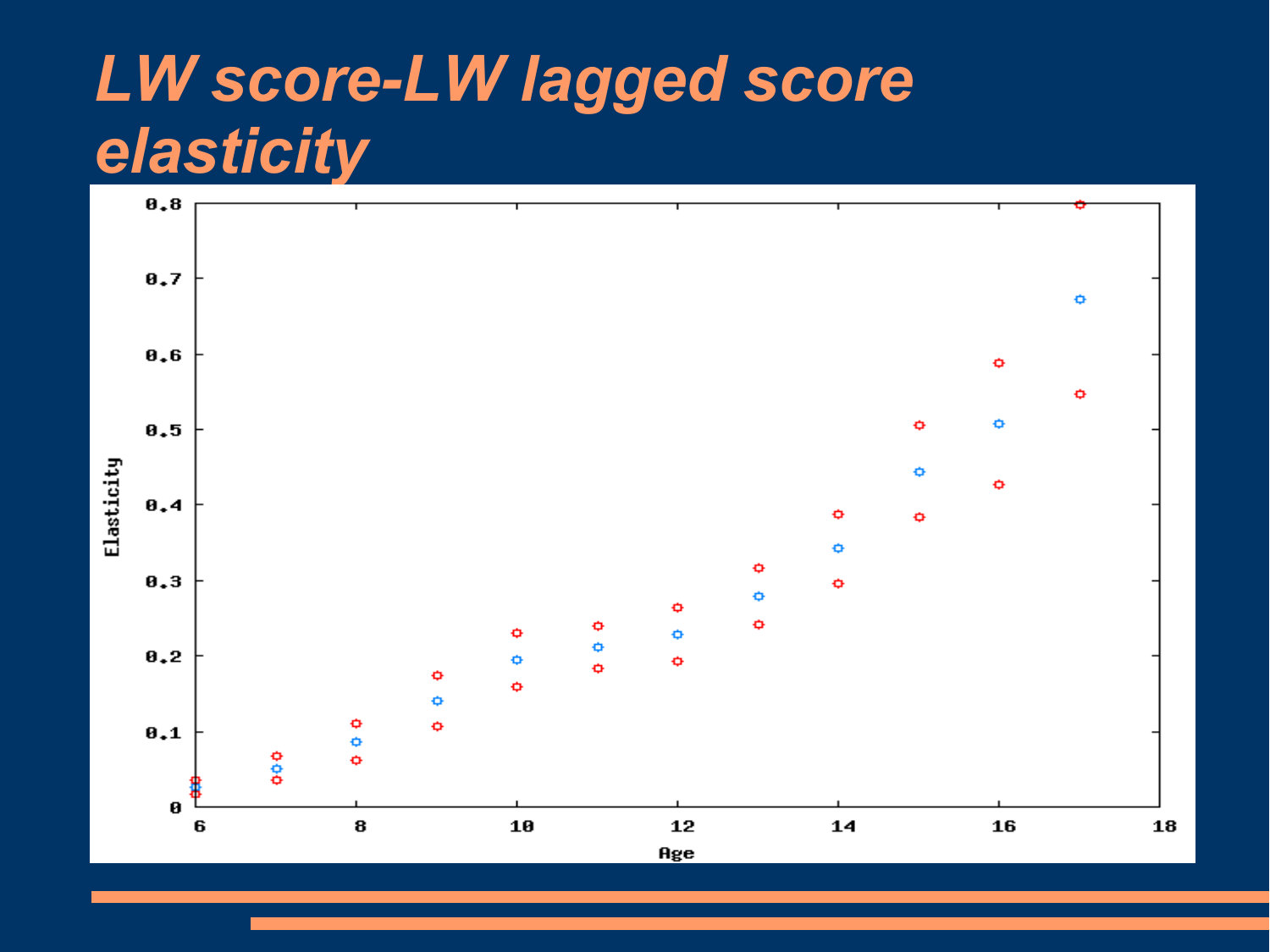# LW score-LW lagged score elasticity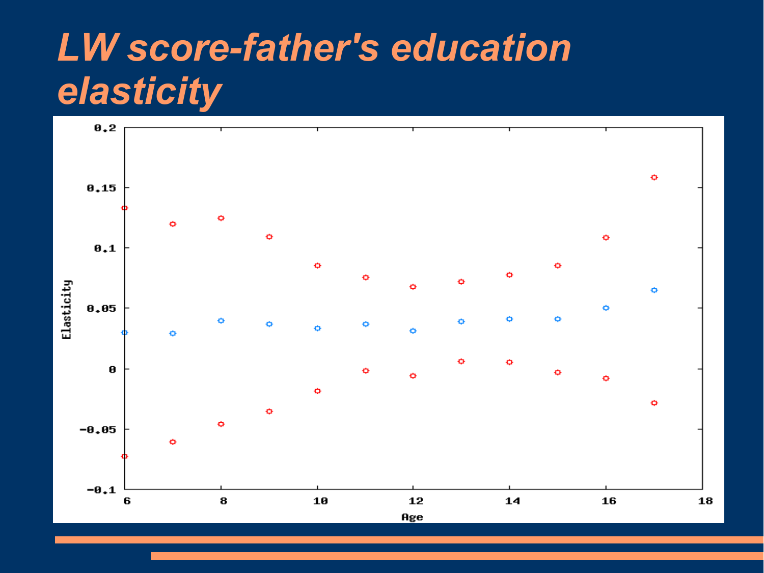# LW score-father's education elasticity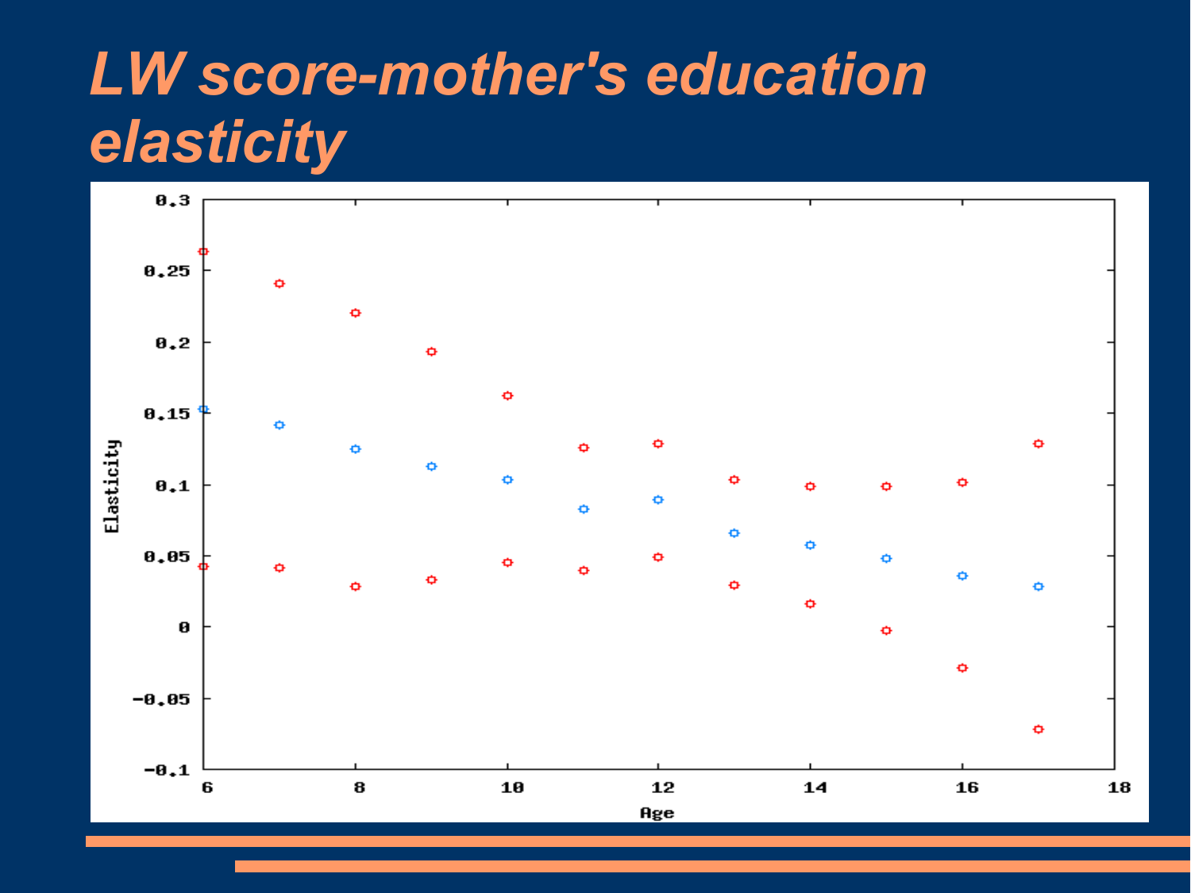# LW score-mother's education elasticity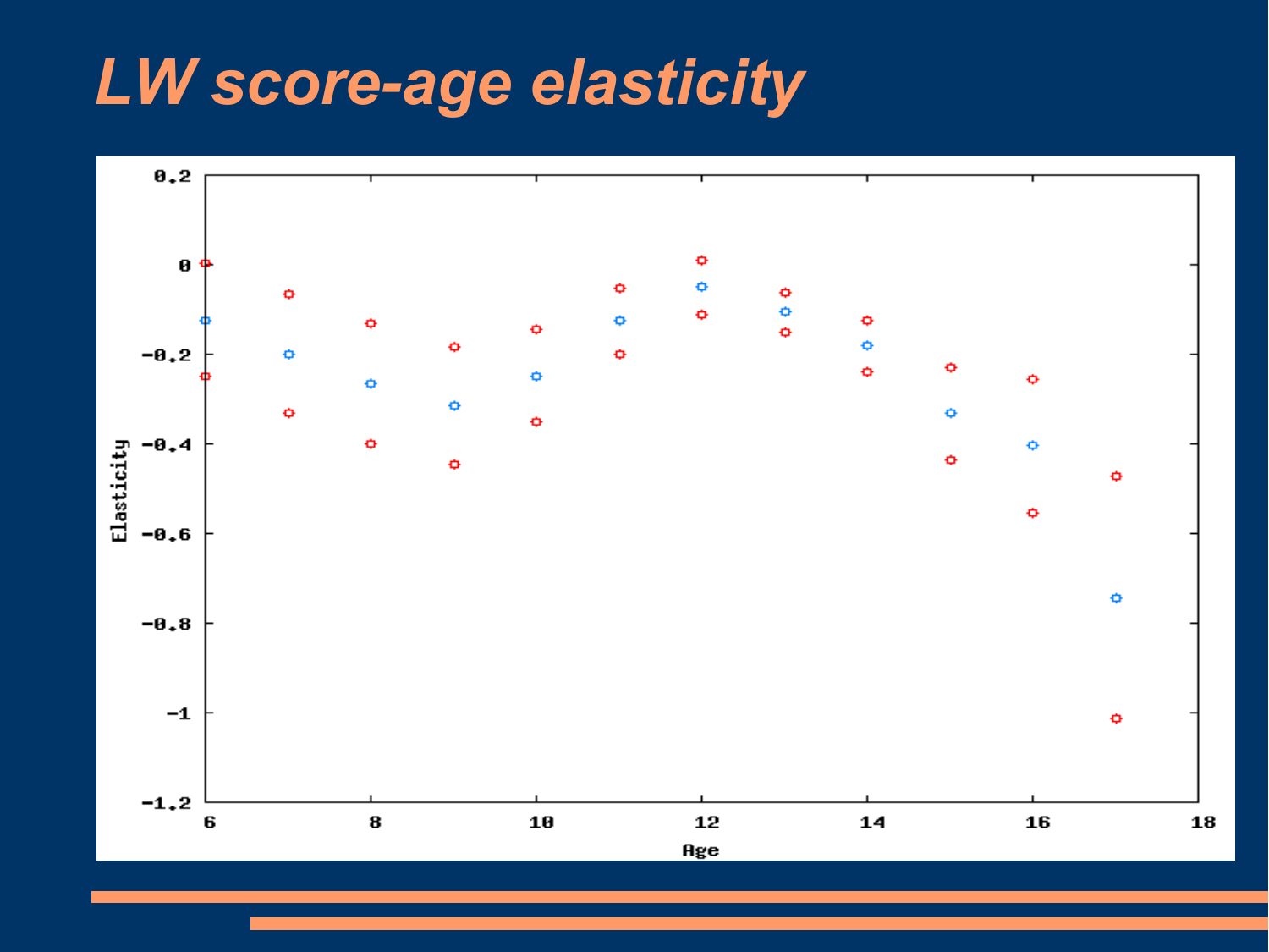# LW score-age elasticity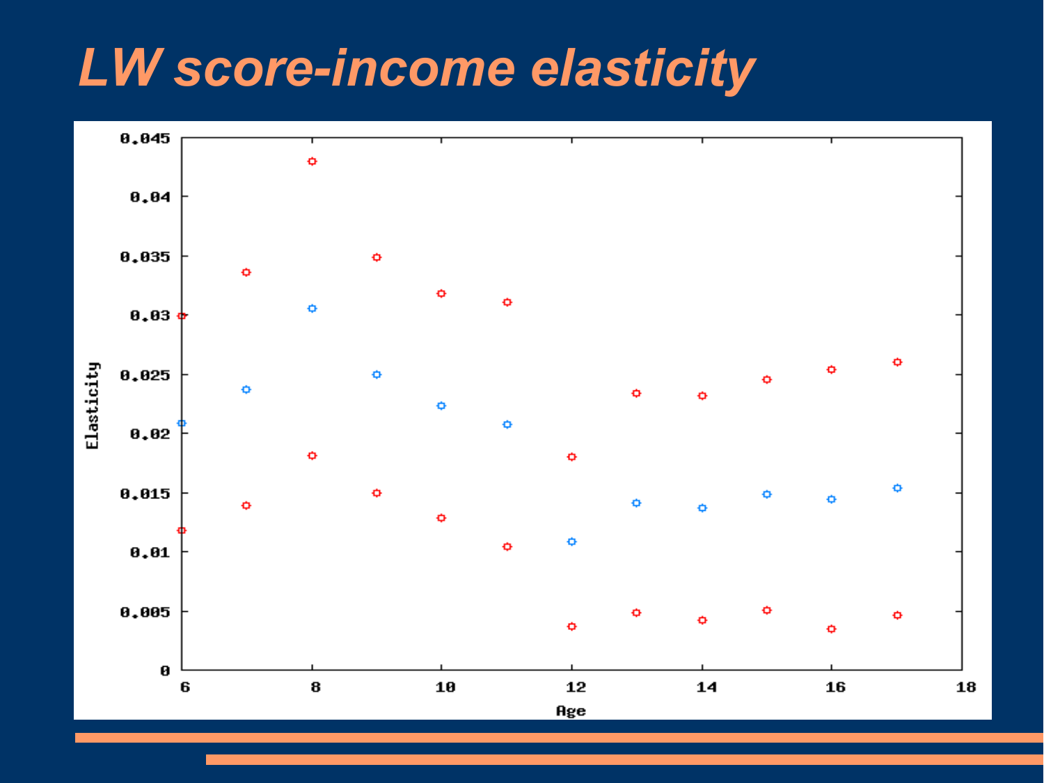# *LW score-income elasticity*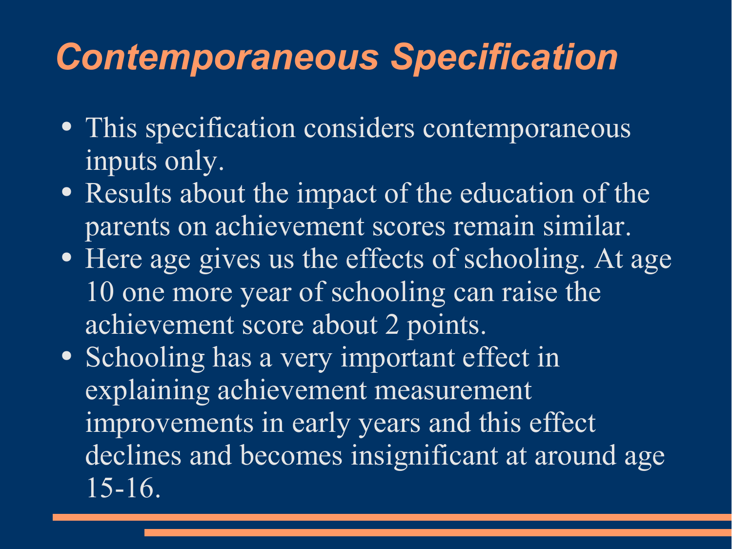# *Contemporaneous Specification*

- This specification considers contemporaneous inputs only.
- Results about the impact of the education of the parents on achievement scores remain similar.
- Here age gives us the effects of schooling. At age 10 one more year of schooling can raise the achievement score about 2 points.
- Schooling has a very important effect in explaining achievement measurement improvements in early years and this effect declines and becomes insignificant at around age 15-16.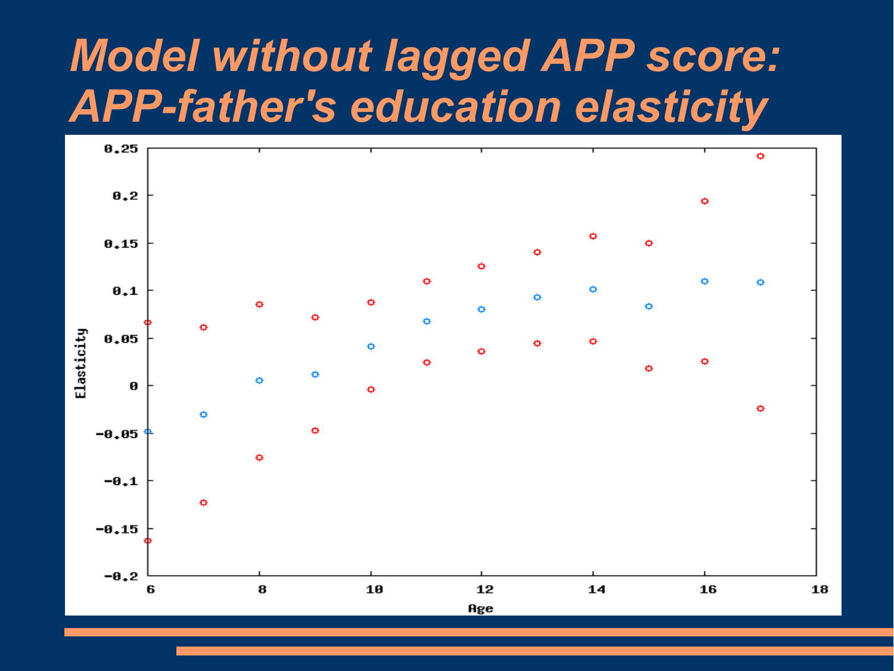# Model without lagged APP score: APP-father's education elasticity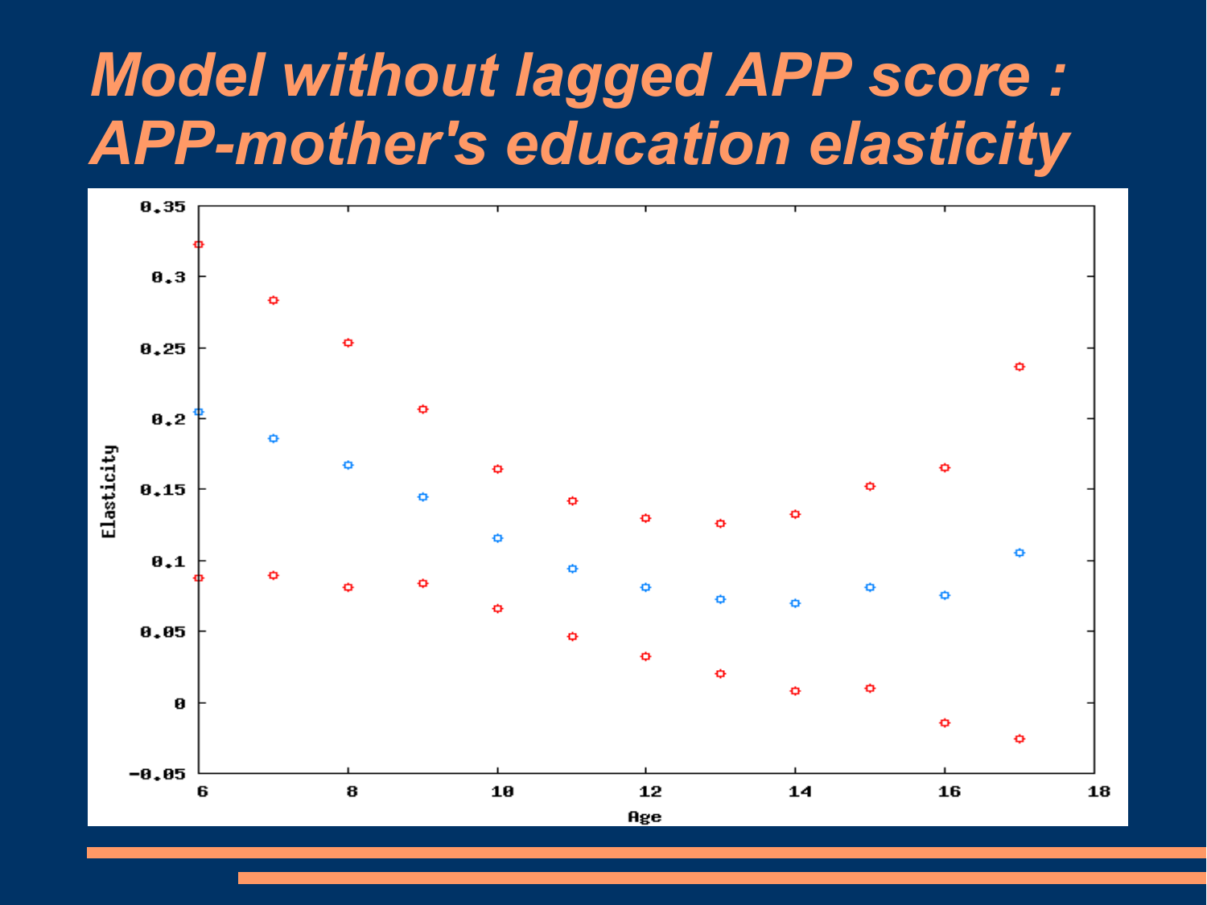# Model without lagged APP score : APP-mother's education elasticity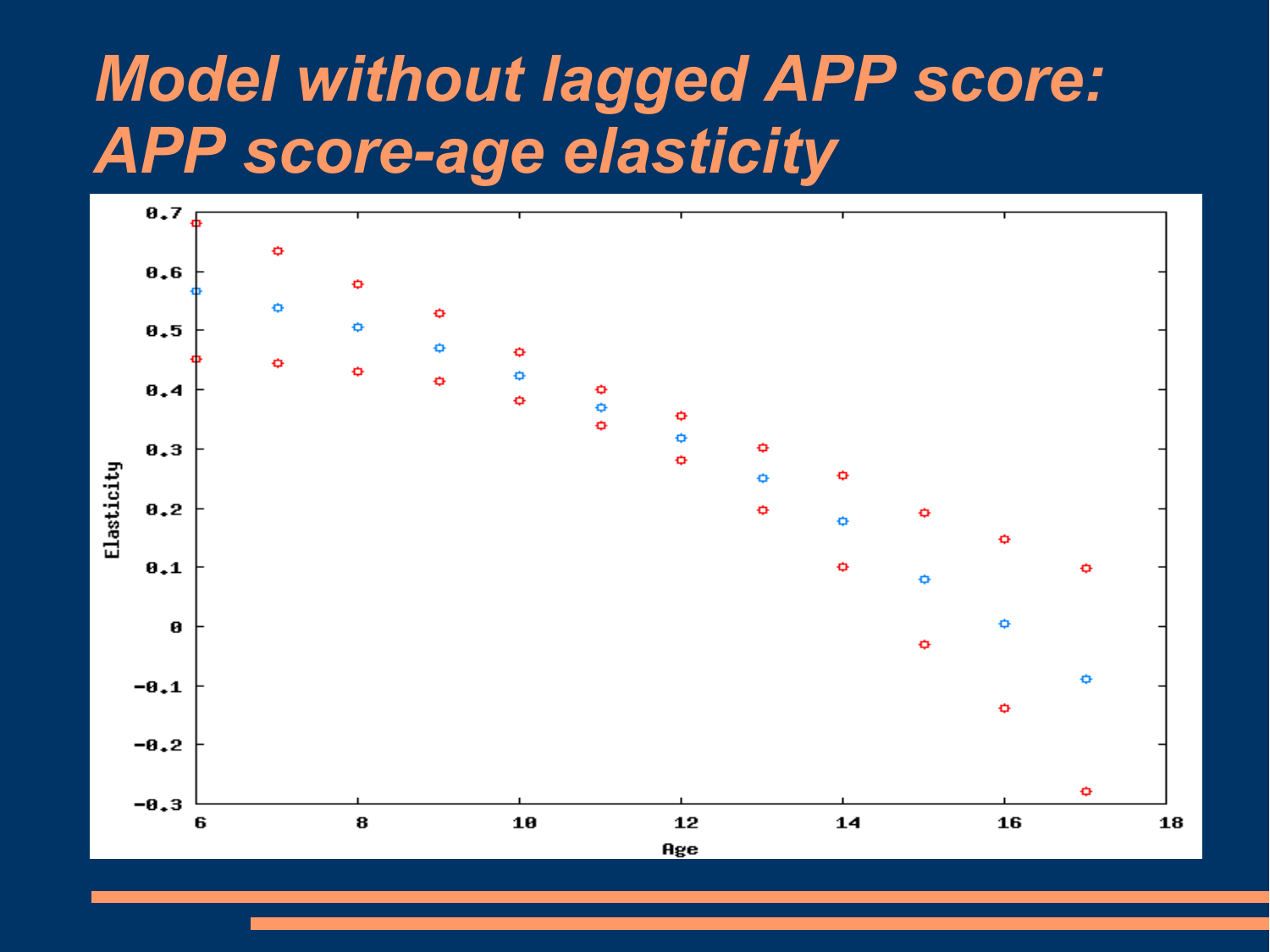# Model without lagged APP score: APP score-age elasticity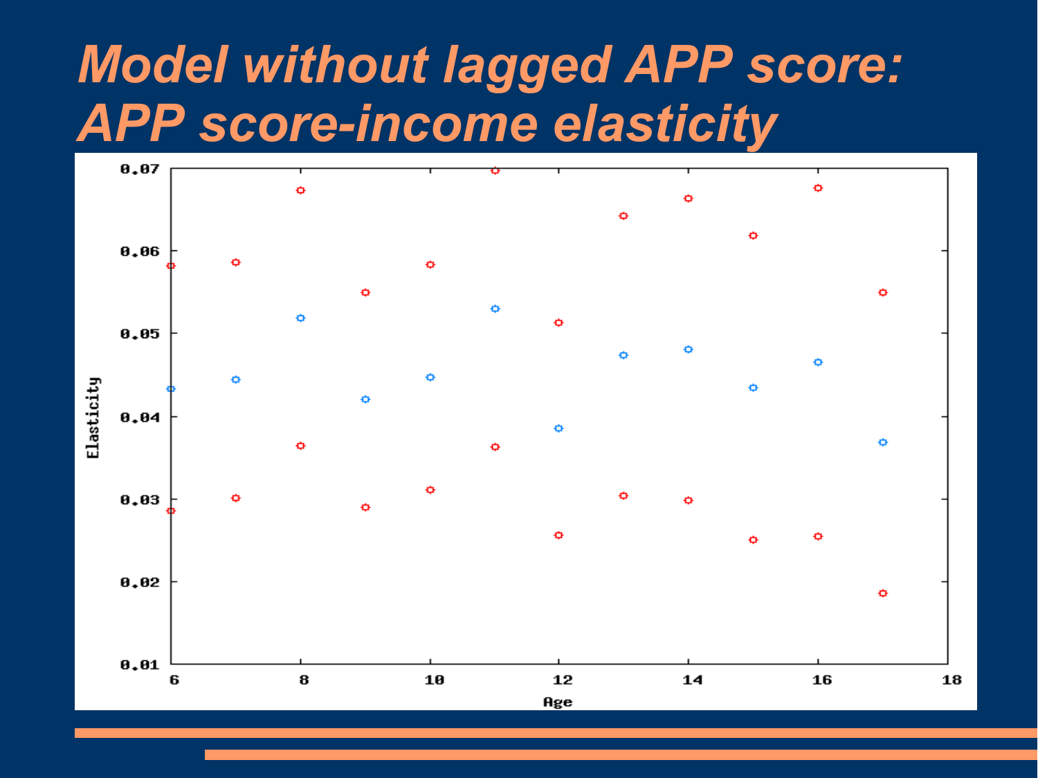# Model without lagged APP score: APP score-income elasticity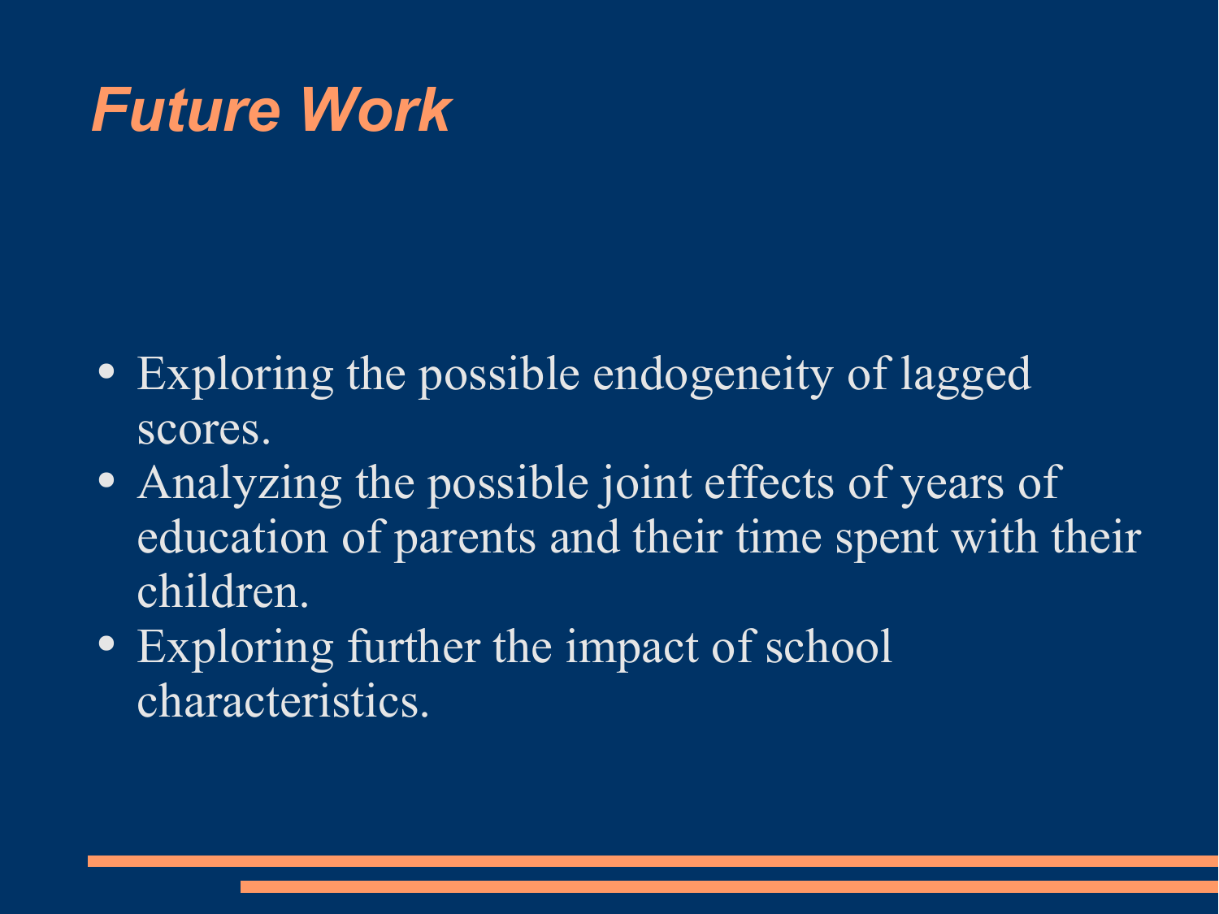# *Future Work*

- Exploring the possible endogeneity of lagged scores.
- Analyzing the possible joint effects of years of education of parents and their time spent with their children.
- Exploring further the impact of school characteristics.